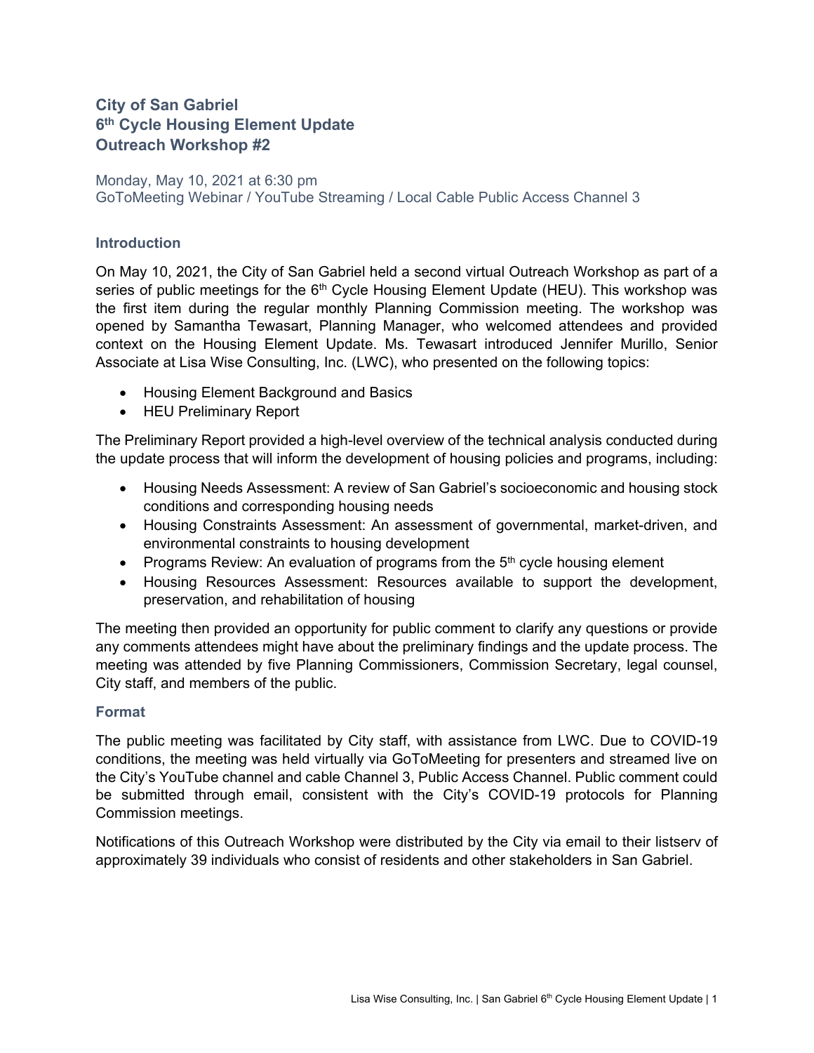# City of San Gabriel
# 6th Cycle Housing Element Update
# Outreach Workshop #2

Monday, May 10, 2021 at 6:30 pm
GoToMeeting Webinar / YouTube Streaming / Local Cable Public Access Channel 3

## Introduction

On May 10, 2021, the City of San Gabriel held a second virtual Outreach Workshop as part of a series of public meetings for the 6th Cycle Housing Element Update (HEU). This workshop was the first item during the regular monthly Planning Commission meeting. The workshop was opened by Samantha Tewasart, Planning Manager, who welcomed attendees and provided context on the Housing Element Update. Ms. Tewasart introduced Jennifer Murillo, Senior Associate at Lisa Wise Consulting, Inc. (LWC), who presented on the following topics:

- Housing Element Background and Basics
- HEU Preliminary Report

The Preliminary Report provided a high-level overview of the technical analysis conducted during the update process that will inform the development of housing policies and programs, including:

- Housing Needs Assessment: A review of San Gabriel's socioeconomic and housing stock conditions and corresponding housing needs
- Housing Constraints Assessment: An assessment of governmental, market-driven, and environmental constraints to housing development
- Programs Review: An evaluation of programs from the 5th cycle housing element
- Housing Resources Assessment: Resources available to support the development, preservation, and rehabilitation of housing

The meeting then provided an opportunity for public comment to clarify any questions or provide any comments attendees might have about the preliminary findings and the update process. The meeting was attended by five Planning Commissioners, Commission Secretary, legal counsel, City staff, and members of the public.

## Format

The public meeting was facilitated by City staff, with assistance from LWC. Due to COVID-19 conditions, the meeting was held virtually via GoToMeeting for presenters and streamed live on the City's YouTube channel and cable Channel 3, Public Access Channel. Public comment could be submitted through email, consistent with the City's COVID-19 protocols for Planning Commission meetings.

Notifications of this Outreach Workshop were distributed by the City via email to their listserv of approximately 39 individuals who consist of residents and other stakeholders in San Gabriel.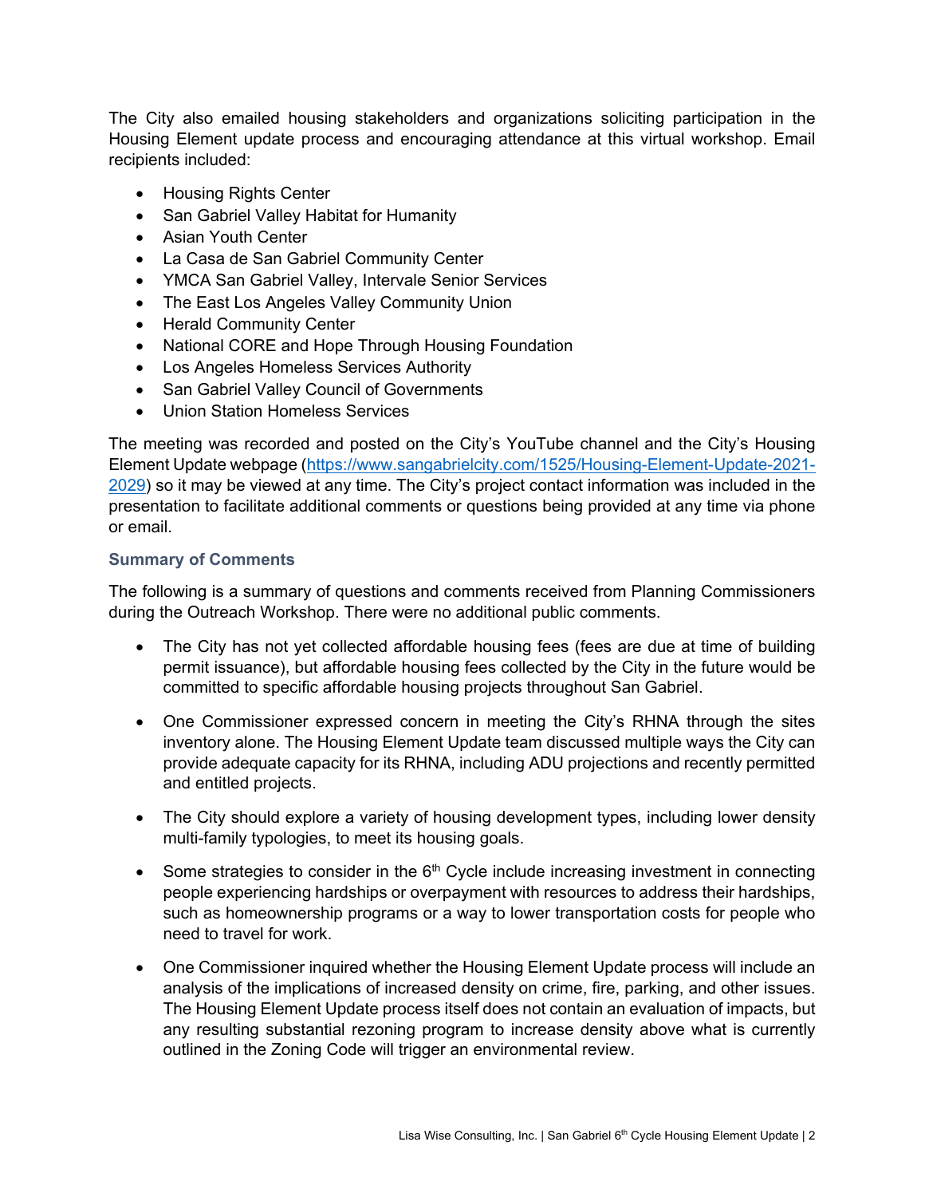The City also emailed housing stakeholders and organizations soliciting participation in the Housing Element update process and encouraging attendance at this virtual workshop. Email recipients included:

- Housing Rights Center
- San Gabriel Valley Habitat for Humanity
- Asian Youth Center
- La Casa de San Gabriel Community Center
- YMCA San Gabriel Valley, Intervale Senior Services
- The East Los Angeles Valley Community Union
- Herald Community Center
- National CORE and Hope Through Housing Foundation
- Los Angeles Homeless Services Authority
- San Gabriel Valley Council of Governments
- Union Station Homeless Services

The meeting was recorded and posted on the City's YouTube channel and the City's Housing Element Update webpage (https://www.sangabrielcity.com/1525/Housing-Element-Update-2021-2029) so it may be viewed at any time. The City's project contact information was included in the presentation to facilitate additional comments or questions being provided at any time via phone or email.

### Summary of Comments

The following is a summary of questions and comments received from Planning Commissioners during the Outreach Workshop. There were no additional public comments.

- The City has not yet collected affordable housing fees (fees are due at time of building permit issuance), but affordable housing fees collected by the City in the future would be committed to specific affordable housing projects throughout San Gabriel.
- One Commissioner expressed concern in meeting the City's RHNA through the sites inventory alone. The Housing Element Update team discussed multiple ways the City can provide adequate capacity for its RHNA, including ADU projections and recently permitted and entitled projects.
- The City should explore a variety of housing development types, including lower density multi-family typologies, to meet its housing goals.
- Some strategies to consider in the 6th Cycle include increasing investment in connecting people experiencing hardships or overpayment with resources to address their hardships, such as homeownership programs or a way to lower transportation costs for people who need to travel for work.
- One Commissioner inquired whether the Housing Element Update process will include an analysis of the implications of increased density on crime, fire, parking, and other issues. The Housing Element Update process itself does not contain an evaluation of impacts, but any resulting substantial rezoning program to increase density above what is currently outlined in the Zoning Code will trigger an environmental review.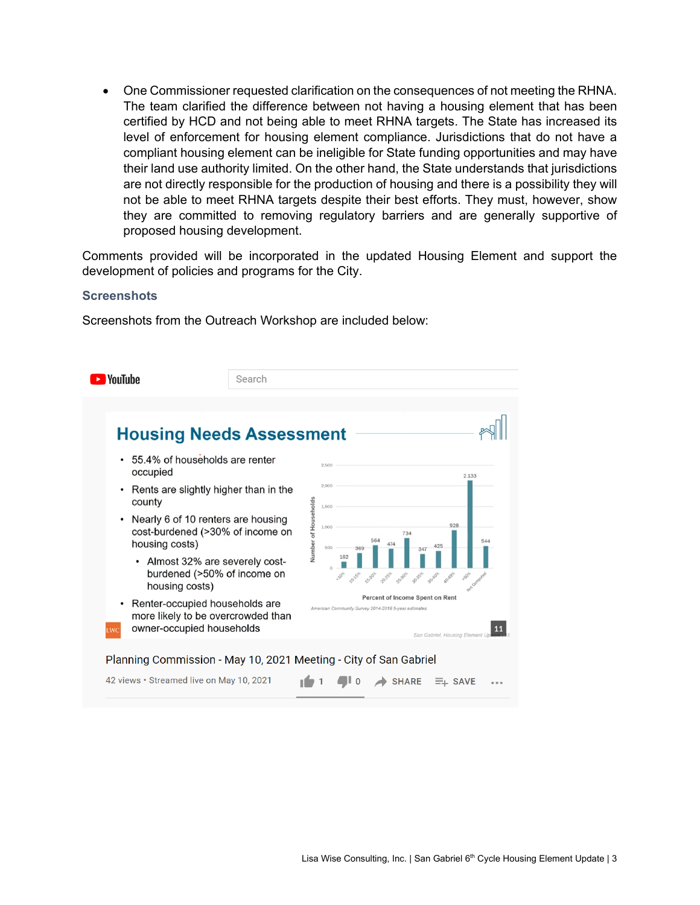- One Commissioner requested clarification on the consequences of not meeting the RHNA. The team clarified the difference between not having a housing element that has been certified by HCD and not being able to meet RHNA targets. The State has increased its level of enforcement for housing element compliance. Jurisdictions that do not have a compliant housing element can be ineligible for State funding opportunities and may have their land use authority limited. On the other hand, the State understands that jurisdictions are not directly responsible for the production of housing and there is a possibility they will not be able to meet RHNA targets despite their best efforts. They must, however, show they are committed to removing regulatory barriers and are generally supportive of proposed housing development.

Comments provided will be incorporated in the updated Housing Element and support the development of policies and programs for the City.

### Screenshots

Screenshots from the Outreach Workshop are included below: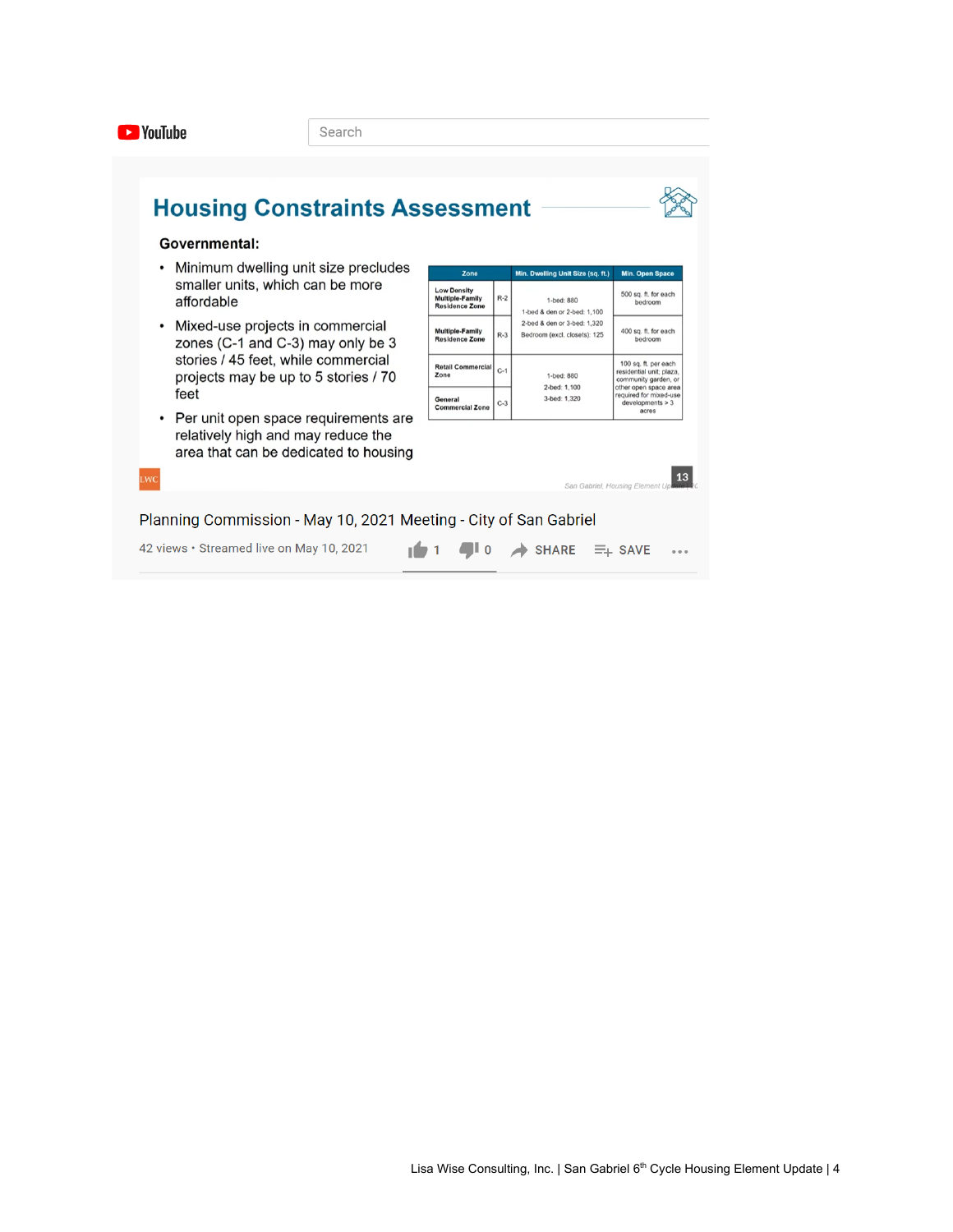YouTube

Search

## Housing Constraints Assessment

**Governmental:**

- Minimum dwelling unit size precludes smaller units, which can be more affordable
- Mixed-use projects in commercial zones (C-1 and C-3) may only be 3 stories / 45 feet, while commercial projects may be up to 5 stories / 70 feet
- Per unit open space requirements are relatively high and may reduce the area that can be dedicated to housing

| Zone | | Min. Dwelling Unit Size (sq. ft.) | Min. Open Space |
|---|---|---|---|
| Low Density Multiple-Family Residence Zone | R-2 | 1-bed: 880<br>1-bed & den or 2-bed: 1,100<br>2-bed & den or 3-bed: 1,320<br>Bedroom (excl. closets): 125 | 500 sq. ft. for each bedroom |
| Multiple-Family Residence Zone | R-3 | | 400 sq. ft. for each bedroom |
| Retail Commercial Zone | C-1 | 1-bed: 880<br>2-bed: 1,100<br>3-bed: 1,320 | 100 sq. ft. per each residential unit; plaza, community garden, or other open space area required for mixed-use developments > 3 acres |
| General Commercial Zone | C-3 | | |

LWC

13

San Gabriel, Housing Element Update | LWC

Planning Commission - May 10, 2021 Meeting - City of San Gabriel

42 views • Streamed live on May 10, 2021 1 0 SHARE SAVE ...